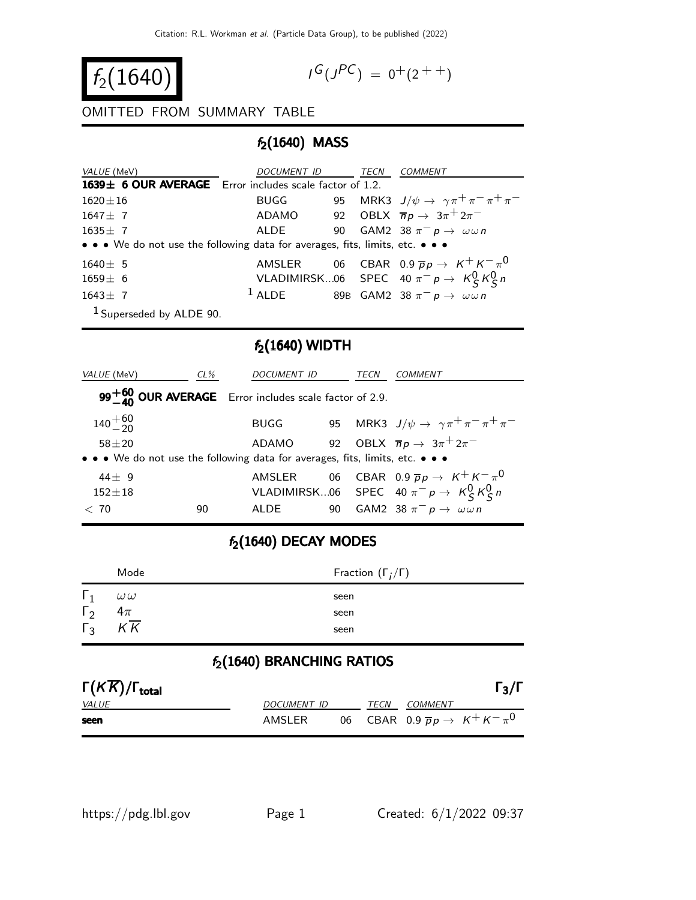Citation: R.L. Workman et al. (Particle Data Group), to be published (2022)

# $f_2(1640)$

$I^G(J^{PC}) = 0^+(2^{++})$

OMITTED FROM SUMMARY TABLE

## $f_2(1640)$ MASS

| VALUE (MeV) | DOCUMENT ID | | TECN | COMMENT |
|---|---|---|---|---|
| **1639± 6 OUR AVERAGE** | Error includes scale factor of 1.2. | | | |
| $1620 \pm 16$ | BUGG | 95 | MRK3 | $J/\psi \rightarrow \gamma \pi^+ \pi^- \pi^+ \pi^-$ |
| $1647 \pm 7$ | ADAMO | 92 | OBLX | $\overline{n} p \rightarrow 3\pi^+ 2\pi^-$ |
| $1635 \pm 7$ | ALDE | 90 | GAM2 | $38\ \pi^- p \rightarrow \omega \omega n$ |
| • • • We do not use the following data for averages, fits, limits, etc. • • • | | | | |
| $1640 \pm 5$ | AMSLER | 06 | CBAR | $0.9\ \overline{p} p \rightarrow K^+ K^- \pi^0$ |
| $1659 \pm 6$ | VLADIMIRSK...06 | | SPEC | $40\ \pi^- p \rightarrow K^0_S K^0_S n$ |
| $1643 \pm 7$ | [1] ALDE | 89B | GAM2 | $38\ \pi^- p \rightarrow \omega \omega n$ |

[1] Superseded by ALDE 90.

## $f_2(1640)$ WIDTH

| VALUE (MeV) | CL% | DOCUMENT ID | | TECN | COMMENT |
|---|---|---|---|---|---|
| $\mathbf{99^{+60}_{-40}}$ **OUR AVERAGE** | | Error includes scale factor of 2.9. | | | |
| $140^{+60}_{-20}$ | | BUGG | 95 | MRK3 | $J/\psi \rightarrow \gamma \pi^+ \pi^- \pi^+ \pi^-$ |
| $58 \pm 20$ | | ADAMO | 92 | OBLX | $\overline{n} p \rightarrow 3\pi^+ 2\pi^-$ |
| • • • We do not use the following data for averages, fits, limits, etc. • • • | | | | | |
| $44 \pm 9$ | | AMSLER | 06 | CBAR | $0.9\ \overline{p} p \rightarrow K^+ K^- \pi^0$ |
| $152 \pm 18$ | | VLADIMIRSK...06 | | SPEC | $40\ \pi^- p \rightarrow K^0_S K^0_S n$ |
| $< 70$ | 90 | ALDE | 90 | GAM2 | $38\ \pi^- p \rightarrow \omega \omega n$ |

## $f_2(1640)$ DECAY MODES

| | Mode | Fraction ($\Gamma_i/\Gamma$) |
|---|---|---|
| $\Gamma_1$ | $\omega \omega$ | seen |
| $\Gamma_2$ | $4\pi$ | seen |
| $\Gamma_3$ | $K \overline{K}$ | seen |

## $f_2(1640)$ BRANCHING RATIOS

$\Gamma(K\overline{K})/\Gamma_{\text{total}}$ $\Gamma_3/\Gamma$

| VALUE | DOCUMENT ID | | TECN | COMMENT |
|---|---|---|---|---|
| **seen** | AMSLER | 06 | CBAR | $0.9\ \overline{p} p \rightarrow K^+ K^- \pi^0$ |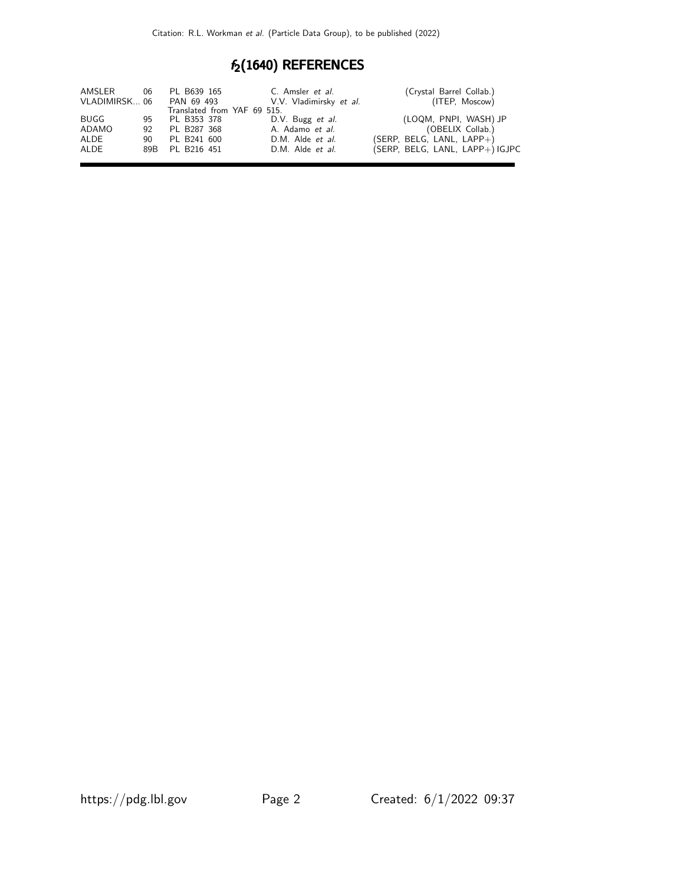## $f_2$(1640) REFERENCES

| | | | | |
|---|---|---|---|---|
| AMSLER | 06 | PL B639 165 | C. Amsler *et al.* | (Crystal Barrel Collab.) |
| VLADIMIRSK... | 06 | PAN 69 493 | V.V. Vladimirsky *et al.* | (ITEP, Moscow) |
| | | Translated from YAF 69 515. | | |
| BUGG | 95 | PL B353 378 | D.V. Bugg *et al.* | (LOQM, PNPI, WASH) JP |
| ADAMO | 92 | PL B287 368 | A. Adamo *et al.* | (OBELIX Collab.) |
| ALDE | 90 | PL B241 600 | D.M. Alde *et al.* | (SERP, BELG, LANL, LAPP+) |
| ALDE | 89B | PL B216 451 | D.M. Alde *et al.* | (SERP, BELG, LANL, LAPP+) IGJPC |